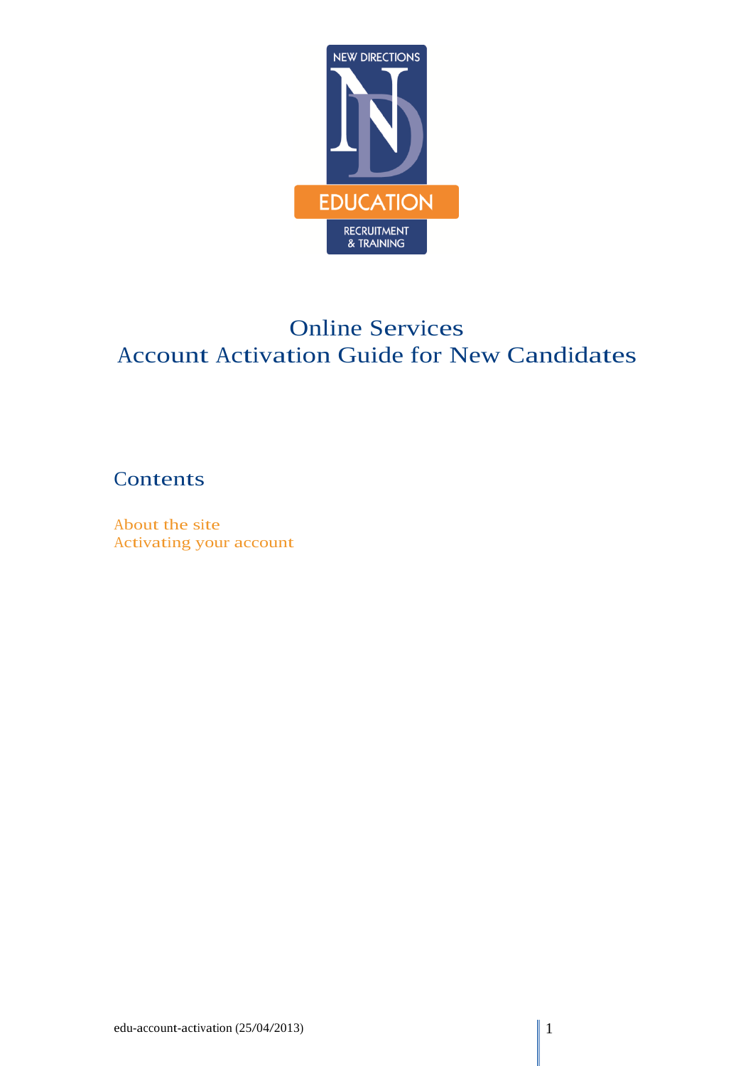# Online Services
# Account Activation Guide for New Candidates

## Contents

About the site
Activating your account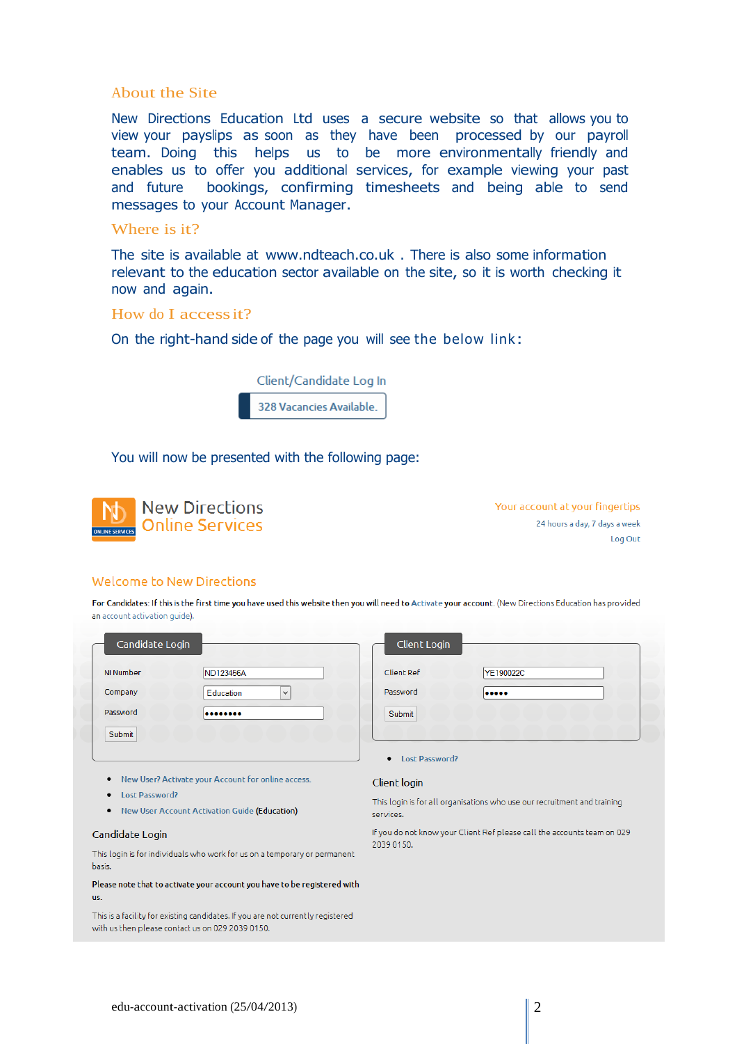## About the Site

New Directions Education Ltd uses a secure website so that allows you to view your payslips as soon as they have been processed by our payroll team. Doing this helps us to be more environmentally friendly and enables us to offer you additional services, for example viewing your past and future bookings, confirming timesheets and being able to send messages to your Account Manager.

## Where is it?

The site is available at www.ndteach.co.uk . There is also some information relevant to the education sector available on the site, so it is worth checking it now and again.

## How do I access it?

On the right-hand side of the page you will see the below link:

Client/Candidate Log In

328 Vacancies Available.

You will now be presented with the following page:

New Directions Online Services

Your account at your fingertips

24 hours a day, 7 days a week

Log Out

Welcome to New Directions

For Candidates: If this is the first time you have used this website then you will need to Activate your account. (New Directions Education has provided an account activation guide).

**Candidate Login**

NI Number: ND123456A

Company: Education

Password: ••••••••

Submit

- New User? Activate your Account for online access.
- Lost Password?
- New User Account Activation Guide (Education)

**Candidate Login**

This login is for individuals who work for us on a temporary or permanent basis.

Please note that to activate your account you have to be registered with us.

This is a facility for existing candidates. If you are not currently registered with us then please contact us on 029 2039 0150.

**Client Login**

Client Ref: YE190022C

Password: •••••

Submit

- Lost Password?

**Client login**

This login is for all organisations who use our recruitment and training services.

If you do not know your Client Ref please call the accounts team on 029 2039 0150.

edu-account-activation (25/04/2013)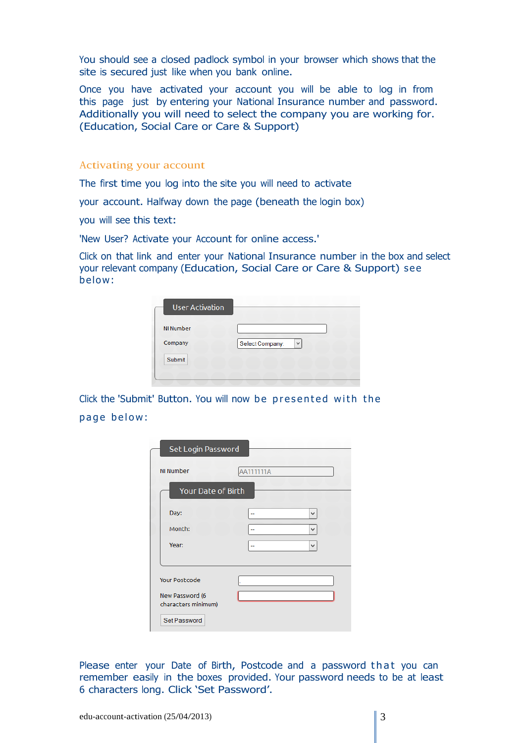You should see a closed padlock symbol in your browser which shows that the site is secured just like when you bank online.

Once you have activated your account you will be able to log in from this page just by entering your National Insurance number and password. Additionally you will need to select the company you are working for. (Education, Social Care or Care & Support)

## Activating your account

The first time you log into the site you will need to activate your account. Halfway down the page (beneath the login box) you will see this text:

'New User? Activate your Account for online access.'

Click on that link and enter your National Insurance number in the box and select your relevant company (Education, Social Care or Care & Support) see below:

User Activation

NI Number

Company — Select Company

Submit

Click the 'Submit' Button. You will now be presented with the page below:

Set Login Password

NI Number — AA111111A

Your Date of Birth

Day: --

Month: --

Year: --

Your Postcode

New Password (6 characters minimum)

Set Password

Please enter your Date of Birth, Postcode and a password that you can remember easily in the boxes provided. Your password needs to be at least 6 characters long. Click 'Set Password'.

edu-account-activation (25/04/2013)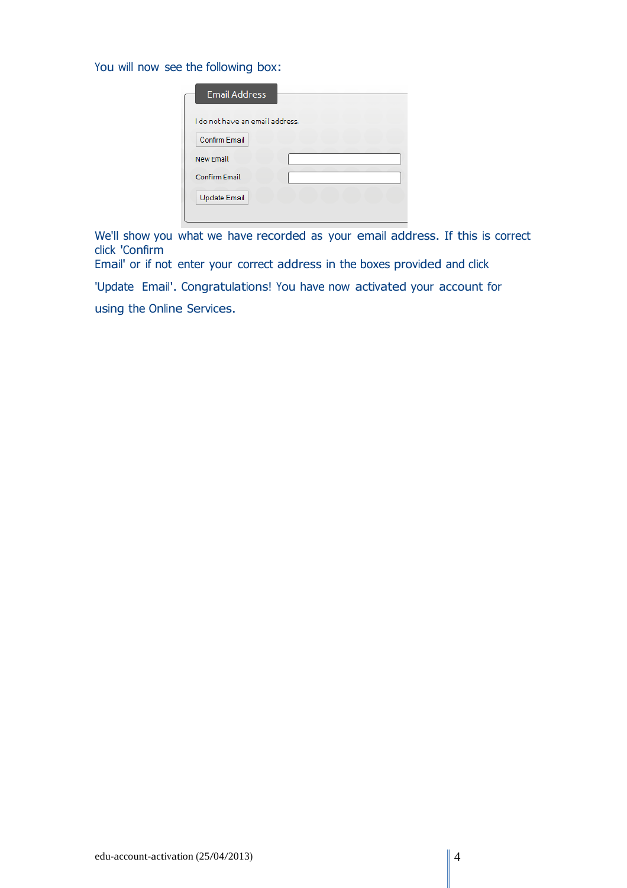You will now see the following box:

Email Address

I do not have an email address.

Confirm Email

New Email

Confirm Email

Update Email

We'll show you what we have recorded as your email address. If this is correct click 'Confirm Email' or if not enter your correct address in the boxes provided and click 'Update Email'. Congratulations! You have now activated your account for using the Online Services.

edu-account-activation (25/04/2013)